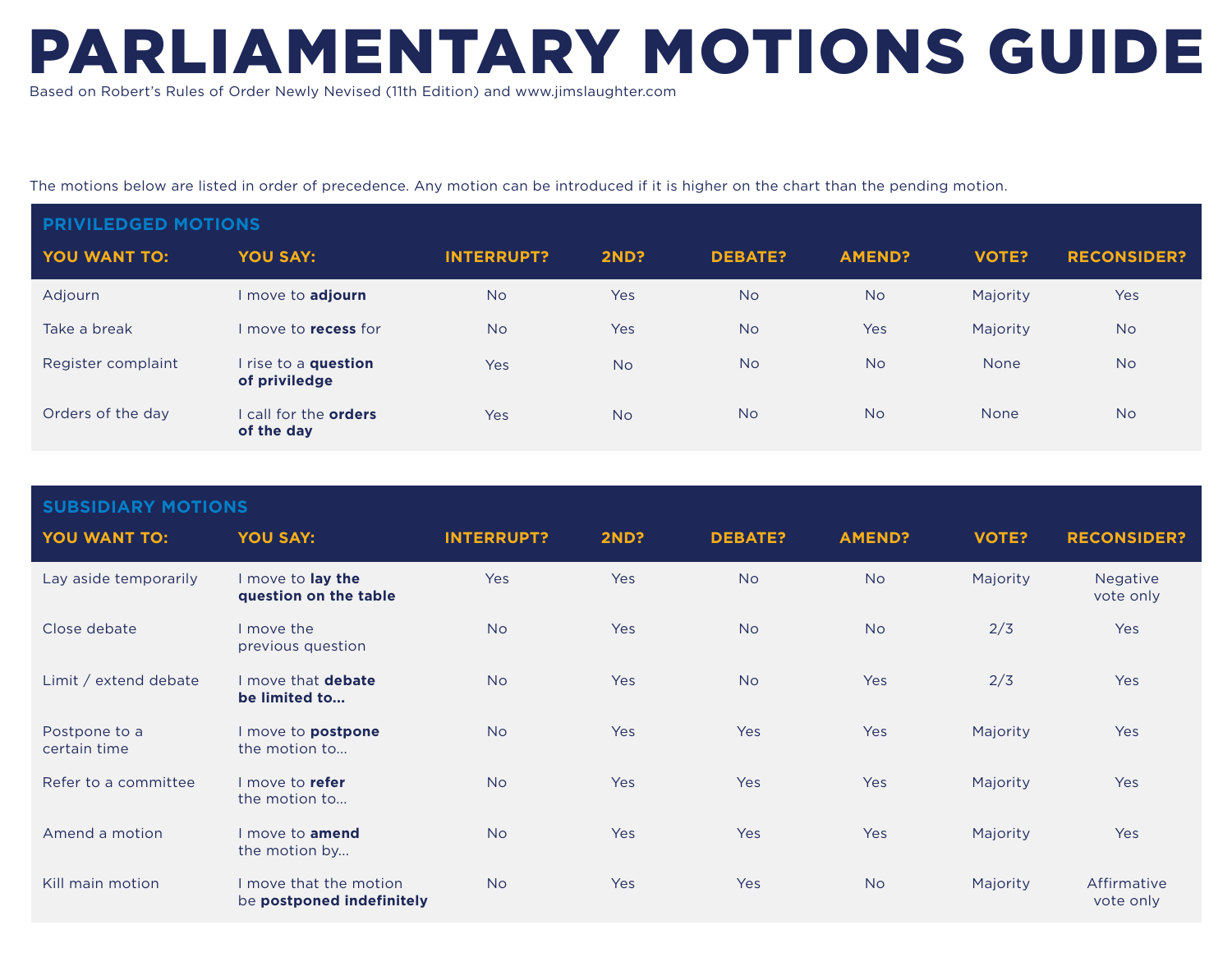# PARLIAMENTARY MOTIONS GUIDE

Based on Robert's Rules of Order Newly Nevised (11th Edition) and www.jimslaughter.com

The motions below are listed in order of precedence. Any motion can be introduced if it is higher on the chart than the pending motion.

## PRIVILEDGED MOTIONS

| YOU WANT TO: | YOU SAY: | INTERRUPT? | 2ND? | DEBATE? | AMEND? | VOTE? | RECONSIDER? |
|---|---|---|---|---|---|---|---|
| Adjourn | I move to **adjourn** | No | Yes | No | No | Majority | Yes |
| Take a break | I move to **recess** for | No | Yes | No | Yes | Majority | No |
| Register complaint | I rise to a **question of priviledge** | Yes | No | No | No | None | No |
| Orders of the day | I call for the **orders of the day** | Yes | No | No | No | None | No |

## SUBSIDIARY MOTIONS

| YOU WANT TO: | YOU SAY: | INTERRUPT? | 2ND? | DEBATE? | AMEND? | VOTE? | RECONSIDER? |
|---|---|---|---|---|---|---|---|
| Lay aside temporarily | I move to **lay the question on the table** | Yes | Yes | No | No | Majority | Negative vote only |
| Close debate | I move the previous question | No | Yes | No | No | 2/3 | Yes |
| Limit / extend debate | I move that **debate be limited to...** | No | Yes | No | Yes | 2/3 | Yes |
| Postpone to a certain time | I move to **postpone** the motion to... | No | Yes | Yes | Yes | Majority | Yes |
| Refer to a committee | I move to **refer** the motion to... | No | Yes | Yes | Yes | Majority | Yes |
| Amend a motion | I move to **amend** the motion by... | No | Yes | Yes | Yes | Majority | Yes |
| Kill main motion | I move that the motion be **postponed indefinitely** | No | Yes | Yes | No | Majority | Affirmative vote only |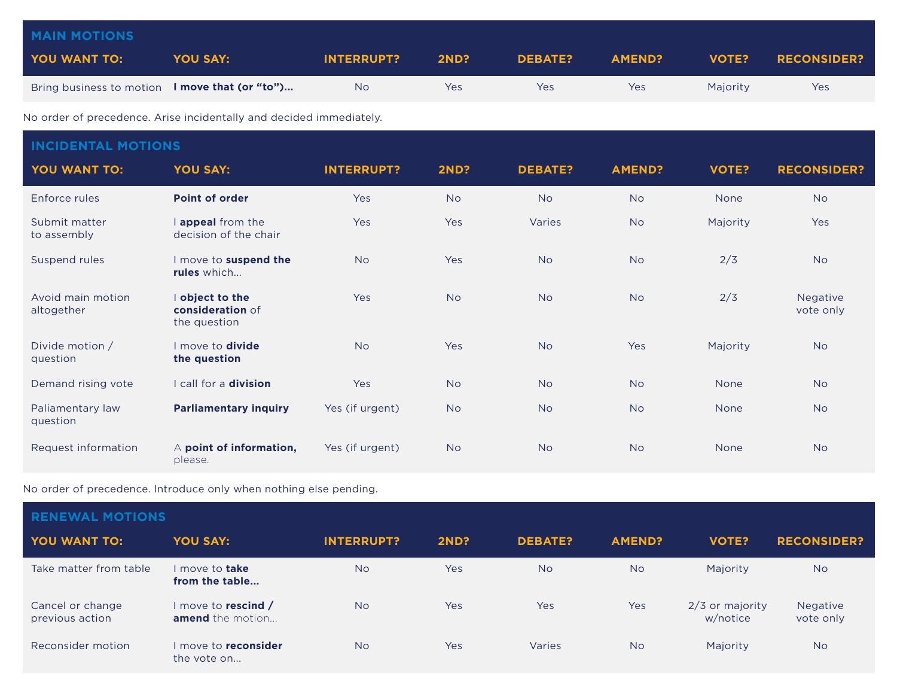## MAIN MOTIONS

| YOU WANT TO: | YOU SAY: | INTERRUPT? | 2ND? | DEBATE? | AMEND? | VOTE? | RECONSIDER? |
|---|---|---|---|---|---|---|---|
| Bring business to motion | **I move that (or "to")…** | No | Yes | Yes | Yes | Majority | Yes |

No order of precedence. Arise incidentally and decided immediately.

## INCIDENTAL MOTIONS

| YOU WANT TO: | YOU SAY: | INTERRUPT? | 2ND? | DEBATE? | AMEND? | VOTE? | RECONSIDER? |
|---|---|---|---|---|---|---|---|
| Enforce rules | **Point of order** | Yes | No | No | No | None | No |
| Submit matter to assembly | I **appeal** from the decision of the chair | Yes | Yes | Varies | No | Majority | Yes |
| Suspend rules | I move to **suspend the rules** which… | No | Yes | No | No | 2/3 | No |
| Avoid main motion altogether | I **object to the consideration** of the question | Yes | No | No | No | 2/3 | Negative vote only |
| Divide motion / question | I move to **divide the question** | No | Yes | No | Yes | Majority | No |
| Demand rising vote | I call for a **division** | Yes | No | No | No | None | No |
| Paliamentary law question | **Parliamentary inquiry** | Yes (if urgent) | No | No | No | None | No |
| Request information | A **point of information,** please. | Yes (if urgent) | No | No | No | None | No |

No order of precedence. Introduce only when nothing else pending.

## RENEWAL MOTIONS

| YOU WANT TO: | YOU SAY: | INTERRUPT? | 2ND? | DEBATE? | AMEND? | VOTE? | RECONSIDER? |
|---|---|---|---|---|---|---|---|
| Take matter from table | I move to **take from the table…** | No | Yes | No | No | Majority | No |
| Cancel or change previous action | I move to **rescind / amend** the motion… | No | Yes | Yes | Yes | 2/3 or majority w/notice | Negative vote only |
| Reconsider motion | I move to **reconsider** the vote on… | No | Yes | Varies | No | Majority | No |